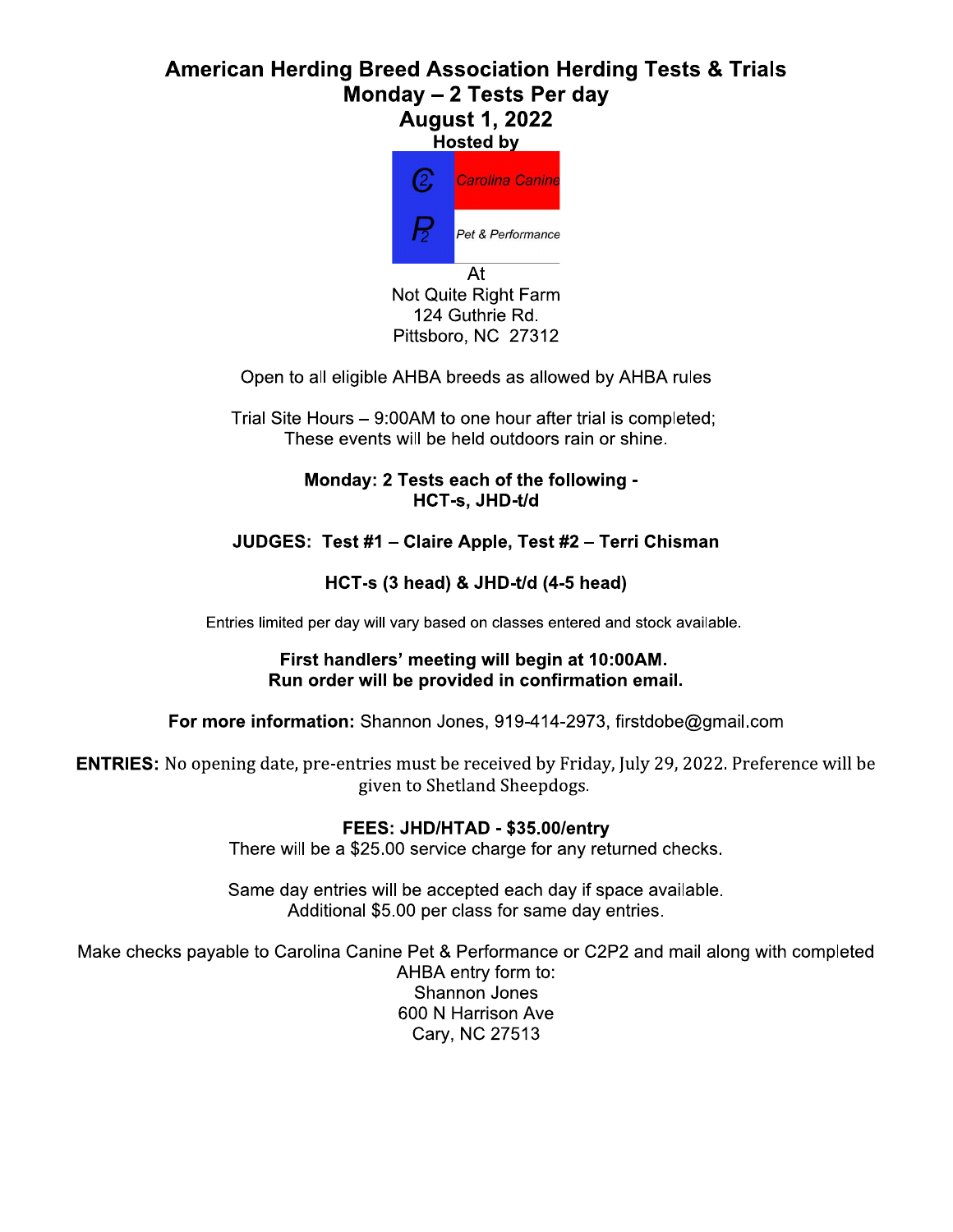# American Herding Breed Association Herding Tests & Trials

## Monday – 2 Tests Per day

## August 1, 2022

**Hosted by**

C2 Carolina Canine
P2 Pet & Performance

At
Not Quite Right Farm
124 Guthrie Rd.
Pittsboro, NC 27312

Open to all eligible AHBA breeds as allowed by AHBA rules

Trial Site Hours – 9:00AM to one hour after trial is completed;
These events will be held outdoors rain or shine.

**Monday: 2 Tests each of the following -**
**HCT-s, JHD-t/d**

**JUDGES: Test #1 – Claire Apple, Test #2 – Terri Chisman**

**HCT-s (3 head) & JHD-t/d (4-5 head)**

Entries limited per day will vary based on classes entered and stock available.

**First handlers' meeting will begin at 10:00AM.**
**Run order will be provided in confirmation email.**

**For more information:** Shannon Jones, 919-414-2973, firstdobe@gmail.com

**ENTRIES:** No opening date, pre-entries must be received by Friday, July 29, 2022. Preference will be given to Shetland Sheepdogs.

**FEES: JHD/HTAD - $35.00/entry**
There will be a $25.00 service charge for any returned checks.

Same day entries will be accepted each day if space available.
Additional $5.00 per class for same day entries.

Make checks payable to Carolina Canine Pet & Performance or C2P2 and mail along with completed AHBA entry form to:
Shannon Jones
600 N Harrison Ave
Cary, NC 27513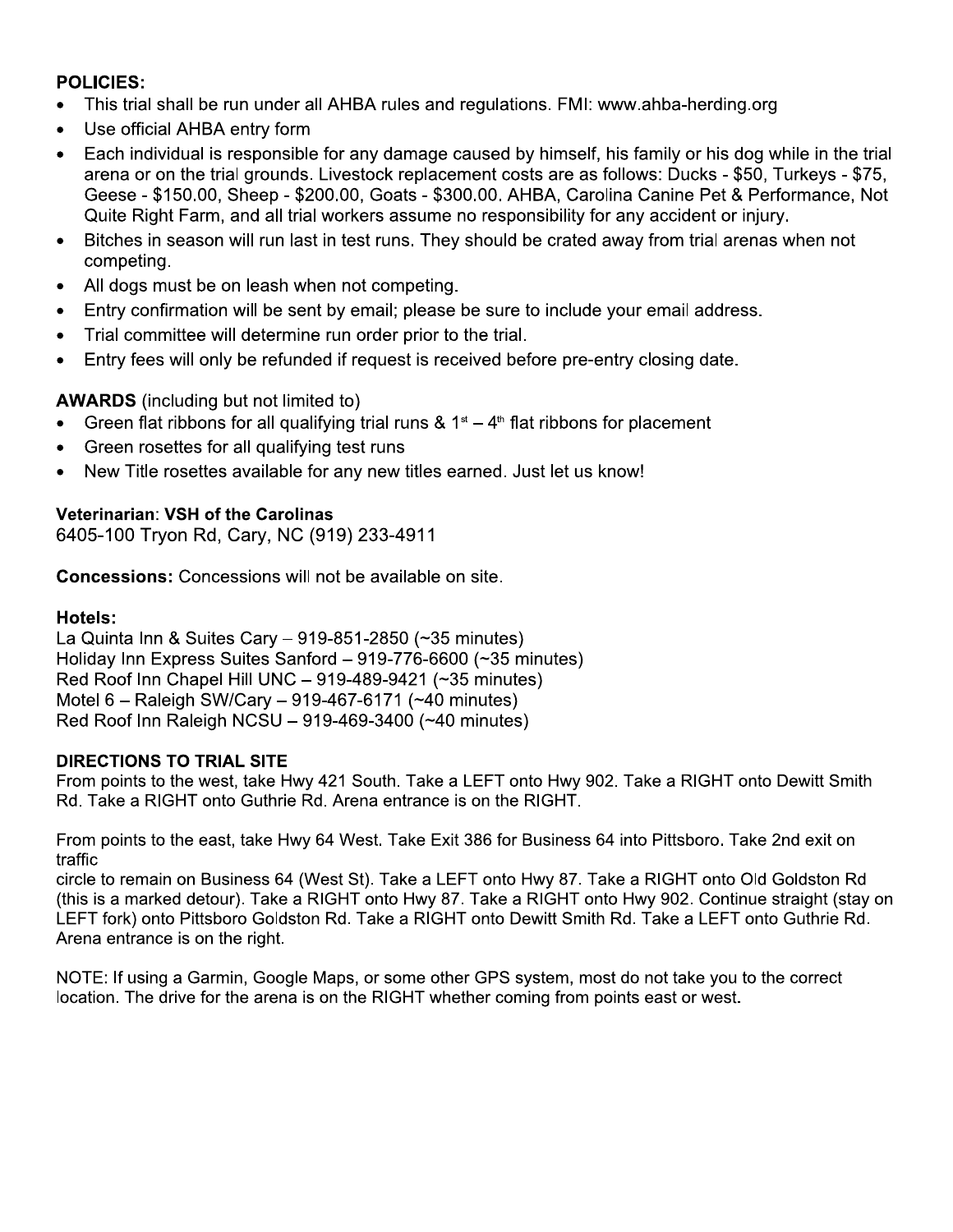**POLICIES:**

- This trial shall be run under all AHBA rules and regulations. FMI: www.ahba-herding.org
- Use official AHBA entry form
- Each individual is responsible for any damage caused by himself, his family or his dog while in the trial arena or on the trial grounds. Livestock replacement costs are as follows: Ducks - $50, Turkeys - $75, Geese - $150.00, Sheep - $200.00, Goats - $300.00. AHBA, Carolina Canine Pet & Performance, Not Quite Right Farm, and all trial workers assume no responsibility for any accident or injury.
- Bitches in season will run last in test runs. They should be crated away from trial arenas when not competing.
- All dogs must be on leash when not competing.
- Entry confirmation will be sent by email; please be sure to include your email address.
- Trial committee will determine run order prior to the trial.
- Entry fees will only be refunded if request is received before pre-entry closing date.

**AWARDS** (including but not limited to)

- Green flat ribbons for all qualifying trial runs & 1st – 4th flat ribbons for placement
- Green rosettes for all qualifying test runs
- New Title rosettes available for any new titles earned. Just let us know!

**Veterinarian**: **VSH of the Carolinas**
6405-100 Tryon Rd, Cary, NC (919) 233-4911

**Concessions:** Concessions will not be available on site.

**Hotels:**
La Quinta Inn & Suites Cary – 919-851-2850 (~35 minutes)
Holiday Inn Express Suites Sanford – 919-776-6600 (~35 minutes)
Red Roof Inn Chapel Hill UNC – 919-489-9421 (~35 minutes)
Motel 6 – Raleigh SW/Cary – 919-467-6171 (~40 minutes)
Red Roof Inn Raleigh NCSU – 919-469-3400 (~40 minutes)

**DIRECTIONS TO TRIAL SITE**

From points to the west, take Hwy 421 South. Take a LEFT onto Hwy 902. Take a RIGHT onto Dewitt Smith Rd. Take a RIGHT onto Guthrie Rd. Arena entrance is on the RIGHT.

From points to the east, take Hwy 64 West. Take Exit 386 for Business 64 into Pittsboro. Take 2nd exit on traffic circle to remain on Business 64 (West St). Take a LEFT onto Hwy 87. Take a RIGHT onto Old Goldston Rd (this is a marked detour). Take a RIGHT onto Hwy 87. Take a RIGHT onto Hwy 902. Continue straight (stay on LEFT fork) onto Pittsboro Goldston Rd. Take a RIGHT onto Dewitt Smith Rd. Take a LEFT onto Guthrie Rd. Arena entrance is on the right.

NOTE: If using a Garmin, Google Maps, or some other GPS system, most do not take you to the correct location. The drive for the arena is on the RIGHT whether coming from points east or west.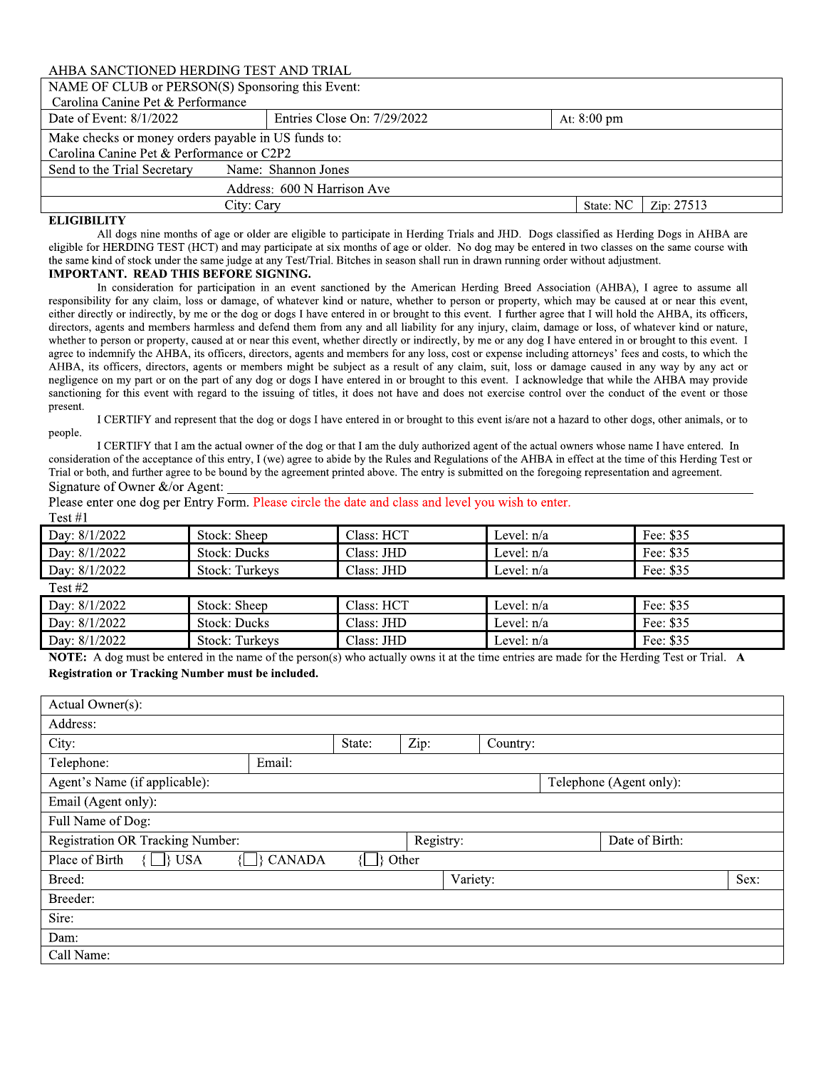AHBA SANCTIONED HERDING TEST AND TRIAL

| | | |
|---|---|---|
| NAME OF CLUB or PERSON(S) Sponsoring this Event: Carolina Canine Pet & Performance | | |
| Date of Event: 8/1/2022 | Entries Close On: 7/29/2022 | At: 8:00 pm |
| Make checks or money orders payable in US funds to: Carolina Canine Pet & Performance or C2P2 | | |
| Send to the Trial Secretary Name: Shannon Jones | | |
| Address: 600 N Harrison Ave | | |
| City: Cary | State: NC | Zip: 27513 |

**ELIGIBILITY**

All dogs nine months of age or older are eligible to participate in Herding Trials and JHD. Dogs classified as Herding Dogs in AHBA are eligible for HERDING TEST (HCT) and may participate at six months of age or older. No dog may be entered in two classes on the same course with the same kind of stock under the same judge at any Test/Trial. Bitches in season shall run in drawn running order without adjustment.

**IMPORTANT. READ THIS BEFORE SIGNING.**

In consideration for participation in an event sanctioned by the American Herding Breed Association (AHBA), I agree to assume all responsibility for any claim, loss or damage, of whatever kind or nature, whether to person or property, which may be caused at or near this event, either directly or indirectly, by me or the dog or dogs I have entered in or brought to this event. I further agree that I will hold the AHBA, its officers, directors, agents and members harmless and defend them from any and all liability for any injury, claim, damage or loss, of whatever kind or nature, whether to person or property, caused at or near this event, whether directly or indirectly, by me or any dog I have entered in or brought to this event. I agree to indemnify the AHBA, its officers, directors, agents and members for any loss, cost or expense including attorneys' fees and costs, to which the AHBA, its officers, directors, agents and members might be subject as a result of any claim, suit, loss or damage caused in any way by any act or negligence on my part or on the part of any dog I have entered in or brought to this event. I acknowledge that while the AHBA may provide sanctioning for this event with regard to the issuing of titles, it does not have and does not exercise control over the conduct of the event or those present.

I CERTIFY and represent that the dog or dogs I have entered in or brought to this event is/are not a hazard to other dogs, other animals, or to people.

I CERTIFY that I am the actual owner of the dog or that I am the duly authorized agent of the actual owners whose name I have entered. In consideration of the acceptance of this entry, I (we) agree to abide by the Rules and Regulations of the AHBA in effect at the time of this Herding Test or Trial or both, and further agree to be bound by the agreement printed above. The entry is submitted on the foregoing representation and agreement.

Signature of Owner &/or Agent: ______________________________

Please enter one dog per Entry Form. Please circle the date and class and level you wish to enter.

Test #1

| | | | | |
|---|---|---|---|---|
| Day: 8/1/2022 | Stock: Sheep | Class: HCT | Level: n/a | Fee: $35 |
| Day: 8/1/2022 | Stock: Ducks | Class: JHD | Level: n/a | Fee: $35 |
| Day: 8/1/2022 | Stock: Turkeys | Class: JHD | Level: n/a | Fee: $35 |

Test #2

| | | | | |
|---|---|---|---|---|
| Day: 8/1/2022 | Stock: Sheep | Class: HCT | Level: n/a | Fee: $35 |
| Day: 8/1/2022 | Stock: Ducks | Class: JHD | Level: n/a | Fee: $35 |
| Day: 8/1/2022 | Stock: Turkeys | Class: JHD | Level: n/a | Fee: $35 |

**NOTE:** A dog must be entered in the name of the person(s) who actually owns it at the time entries are made for the Herding Test or Trial. **A Registration or Tracking Number must be included.**

| | | | |
|---|---|---|---|
| Actual Owner(s): | | | |
| Address: | | | |
| City: | State: | Zip: | Country: |
| Telephone: | Email: | | |
| Agent's Name (if applicable): | | Telephone (Agent only): | |
| Email (Agent only): | | | |
| Full Name of Dog: | | | |
| Registration OR Tracking Number: | Registry: | Date of Birth: | |
| Place of Birth { ☐ } USA | { ☐ } CANADA | { ☐ } Other | |
| Breed: | Variety: | Sex: | |
| Breeder: | | | |
| Sire: | | | |
| Dam: | | | |
| Call Name: | | | |